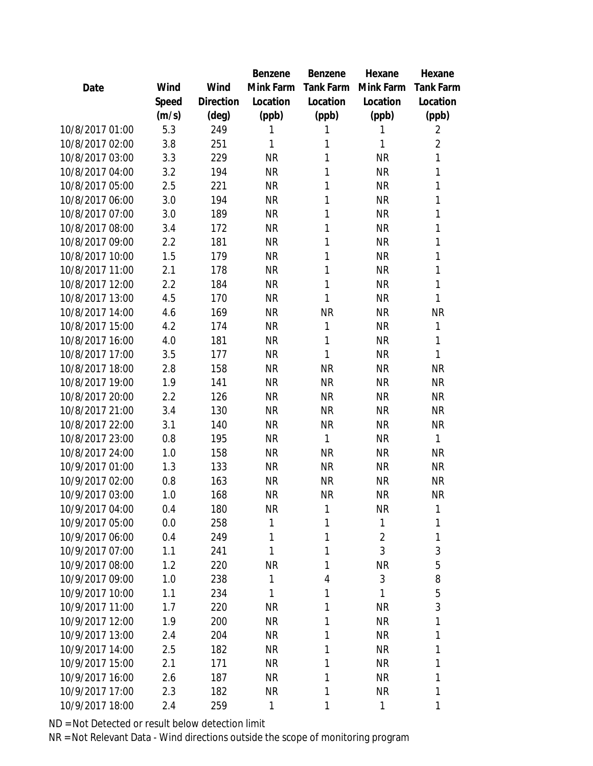| Date | Wind Speed (m/s) | Wind Direction (deg) | Benzene Mink Farm Location (ppb) | Benzene Tank Farm Location (ppb) | Hexane Mink Farm Location (ppb) | Hexane Tank Farm Location (ppb) |
|---|---|---|---|---|---|---|
| 10/8/2017 01:00 | 5.3 | 249 | 1 | 1 | 1 | 2 |
| 10/8/2017 02:00 | 3.8 | 251 | 1 | 1 | 1 | 2 |
| 10/8/2017 03:00 | 3.3 | 229 | NR | 1 | NR | 1 |
| 10/8/2017 04:00 | 3.2 | 194 | NR | 1 | NR | 1 |
| 10/8/2017 05:00 | 2.5 | 221 | NR | 1 | NR | 1 |
| 10/8/2017 06:00 | 3.0 | 194 | NR | 1 | NR | 1 |
| 10/8/2017 07:00 | 3.0 | 189 | NR | 1 | NR | 1 |
| 10/8/2017 08:00 | 3.4 | 172 | NR | 1 | NR | 1 |
| 10/8/2017 09:00 | 2.2 | 181 | NR | 1 | NR | 1 |
| 10/8/2017 10:00 | 1.5 | 179 | NR | 1 | NR | 1 |
| 10/8/2017 11:00 | 2.1 | 178 | NR | 1 | NR | 1 |
| 10/8/2017 12:00 | 2.2 | 184 | NR | 1 | NR | 1 |
| 10/8/2017 13:00 | 4.5 | 170 | NR | 1 | NR | 1 |
| 10/8/2017 14:00 | 4.6 | 169 | NR | NR | NR | NR |
| 10/8/2017 15:00 | 4.2 | 174 | NR | 1 | NR | 1 |
| 10/8/2017 16:00 | 4.0 | 181 | NR | 1 | NR | 1 |
| 10/8/2017 17:00 | 3.5 | 177 | NR | 1 | NR | 1 |
| 10/8/2017 18:00 | 2.8 | 158 | NR | NR | NR | NR |
| 10/8/2017 19:00 | 1.9 | 141 | NR | NR | NR | NR |
| 10/8/2017 20:00 | 2.2 | 126 | NR | NR | NR | NR |
| 10/8/2017 21:00 | 3.4 | 130 | NR | NR | NR | NR |
| 10/8/2017 22:00 | 3.1 | 140 | NR | NR | NR | NR |
| 10/8/2017 23:00 | 0.8 | 195 | NR | 1 | NR | 1 |
| 10/8/2017 24:00 | 1.0 | 158 | NR | NR | NR | NR |
| 10/9/2017 01:00 | 1.3 | 133 | NR | NR | NR | NR |
| 10/9/2017 02:00 | 0.8 | 163 | NR | NR | NR | NR |
| 10/9/2017 03:00 | 1.0 | 168 | NR | NR | NR | NR |
| 10/9/2017 04:00 | 0.4 | 180 | NR | 1 | NR | 1 |
| 10/9/2017 05:00 | 0.0 | 258 | 1 | 1 | 1 | 1 |
| 10/9/2017 06:00 | 0.4 | 249 | 1 | 1 | 2 | 1 |
| 10/9/2017 07:00 | 1.1 | 241 | 1 | 1 | 3 | 3 |
| 10/9/2017 08:00 | 1.2 | 220 | NR | 1 | NR | 5 |
| 10/9/2017 09:00 | 1.0 | 238 | 1 | 4 | 3 | 8 |
| 10/9/2017 10:00 | 1.1 | 234 | 1 | 1 | 1 | 5 |
| 10/9/2017 11:00 | 1.7 | 220 | NR | 1 | NR | 3 |
| 10/9/2017 12:00 | 1.9 | 200 | NR | 1 | NR | 1 |
| 10/9/2017 13:00 | 2.4 | 204 | NR | 1 | NR | 1 |
| 10/9/2017 14:00 | 2.5 | 182 | NR | 1 | NR | 1 |
| 10/9/2017 15:00 | 2.1 | 171 | NR | 1 | NR | 1 |
| 10/9/2017 16:00 | 2.6 | 187 | NR | 1 | NR | 1 |
| 10/9/2017 17:00 | 2.3 | 182 | NR | 1 | NR | 1 |
| 10/9/2017 18:00 | 2.4 | 259 | 1 | 1 | 1 | 1 |

ND = Not Detected or result below detection limit

NR = Not Relevant Data - Wind directions outside the scope of monitoring program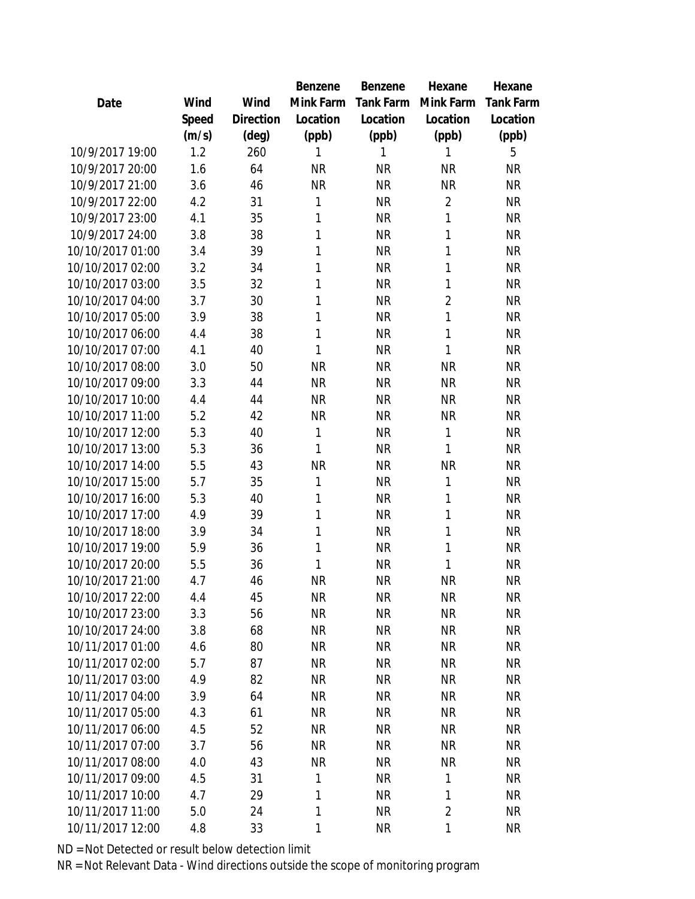| Date | Wind Speed (m/s) | Wind Direction (deg) | Benzene Mink Farm Location (ppb) | Benzene Tank Farm Location (ppb) | Hexane Mink Farm Location (ppb) | Hexane Tank Farm Location (ppb) |
|---|---|---|---|---|---|---|
| 10/9/2017 19:00 | 1.2 | 260 | 1 | 1 | 1 | 5 |
| 10/9/2017 20:00 | 1.6 | 64 | NR | NR | NR | NR |
| 10/9/2017 21:00 | 3.6 | 46 | NR | NR | NR | NR |
| 10/9/2017 22:00 | 4.2 | 31 | 1 | NR | 2 | NR |
| 10/9/2017 23:00 | 4.1 | 35 | 1 | NR | 1 | NR |
| 10/9/2017 24:00 | 3.8 | 38 | 1 | NR | 1 | NR |
| 10/10/2017 01:00 | 3.4 | 39 | 1 | NR | 1 | NR |
| 10/10/2017 02:00 | 3.2 | 34 | 1 | NR | 1 | NR |
| 10/10/2017 03:00 | 3.5 | 32 | 1 | NR | 1 | NR |
| 10/10/2017 04:00 | 3.7 | 30 | 1 | NR | 2 | NR |
| 10/10/2017 05:00 | 3.9 | 38 | 1 | NR | 1 | NR |
| 10/10/2017 06:00 | 4.4 | 38 | 1 | NR | 1 | NR |
| 10/10/2017 07:00 | 4.1 | 40 | 1 | NR | 1 | NR |
| 10/10/2017 08:00 | 3.0 | 50 | NR | NR | NR | NR |
| 10/10/2017 09:00 | 3.3 | 44 | NR | NR | NR | NR |
| 10/10/2017 10:00 | 4.4 | 44 | NR | NR | NR | NR |
| 10/10/2017 11:00 | 5.2 | 42 | NR | NR | NR | NR |
| 10/10/2017 12:00 | 5.3 | 40 | 1 | NR | 1 | NR |
| 10/10/2017 13:00 | 5.3 | 36 | 1 | NR | 1 | NR |
| 10/10/2017 14:00 | 5.5 | 43 | NR | NR | NR | NR |
| 10/10/2017 15:00 | 5.7 | 35 | 1 | NR | 1 | NR |
| 10/10/2017 16:00 | 5.3 | 40 | 1 | NR | 1 | NR |
| 10/10/2017 17:00 | 4.9 | 39 | 1 | NR | 1 | NR |
| 10/10/2017 18:00 | 3.9 | 34 | 1 | NR | 1 | NR |
| 10/10/2017 19:00 | 5.9 | 36 | 1 | NR | 1 | NR |
| 10/10/2017 20:00 | 5.5 | 36 | 1 | NR | 1 | NR |
| 10/10/2017 21:00 | 4.7 | 46 | NR | NR | NR | NR |
| 10/10/2017 22:00 | 4.4 | 45 | NR | NR | NR | NR |
| 10/10/2017 23:00 | 3.3 | 56 | NR | NR | NR | NR |
| 10/10/2017 24:00 | 3.8 | 68 | NR | NR | NR | NR |
| 10/11/2017 01:00 | 4.6 | 80 | NR | NR | NR | NR |
| 10/11/2017 02:00 | 5.7 | 87 | NR | NR | NR | NR |
| 10/11/2017 03:00 | 4.9 | 82 | NR | NR | NR | NR |
| 10/11/2017 04:00 | 3.9 | 64 | NR | NR | NR | NR |
| 10/11/2017 05:00 | 4.3 | 61 | NR | NR | NR | NR |
| 10/11/2017 06:00 | 4.5 | 52 | NR | NR | NR | NR |
| 10/11/2017 07:00 | 3.7 | 56 | NR | NR | NR | NR |
| 10/11/2017 08:00 | 4.0 | 43 | NR | NR | NR | NR |
| 10/11/2017 09:00 | 4.5 | 31 | 1 | NR | 1 | NR |
| 10/11/2017 10:00 | 4.7 | 29 | 1 | NR | 1 | NR |
| 10/11/2017 11:00 | 5.0 | 24 | 1 | NR | 2 | NR |
| 10/11/2017 12:00 | 4.8 | 33 | 1 | NR | 1 | NR |

ND = Not Detected or result below detection limit
NR = Not Relevant Data - Wind directions outside the scope of monitoring program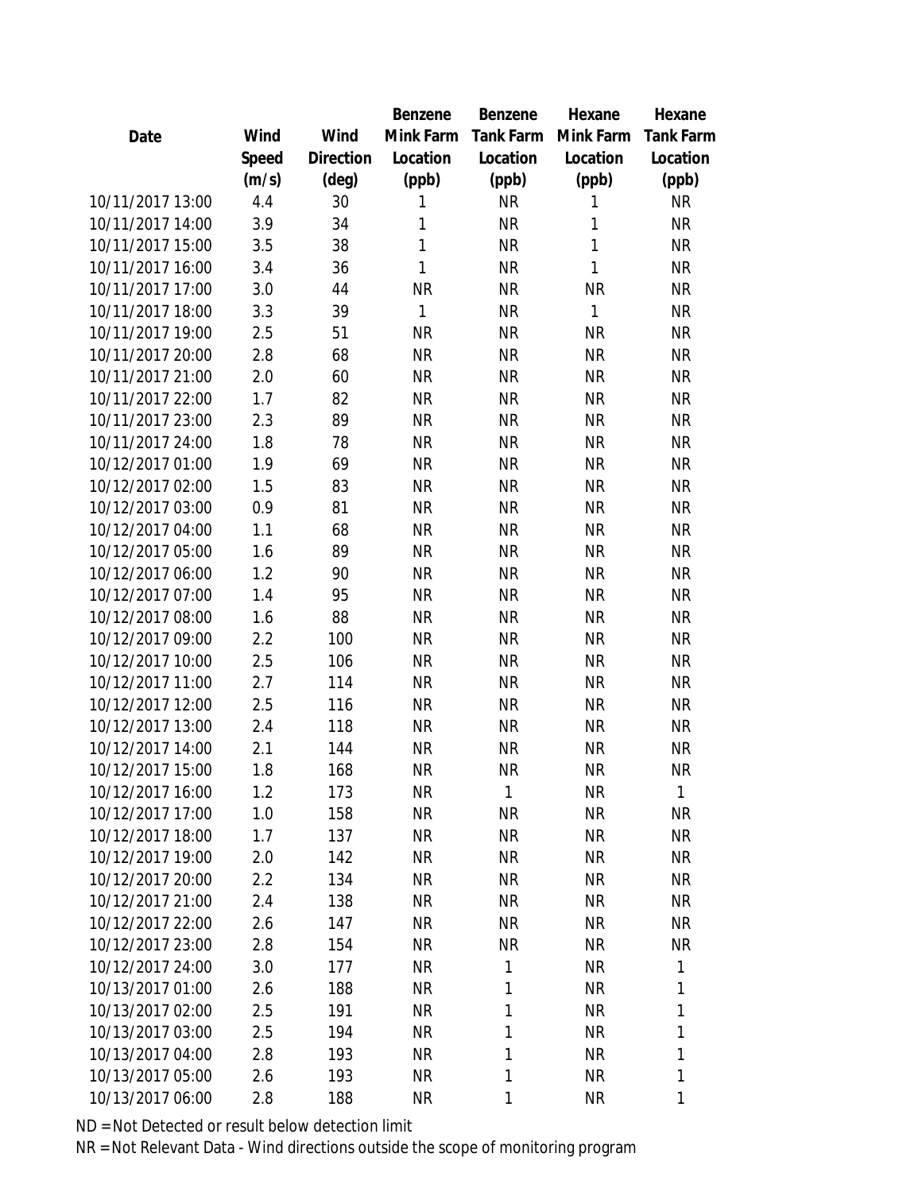| Date | Wind Speed (m/s) | Wind Direction (deg) | Benzene Mink Farm Location (ppb) | Benzene Tank Farm Location (ppb) | Hexane Mink Farm Location (ppb) | Hexane Tank Farm Location (ppb) |
|---|---|---|---|---|---|---|
| 10/11/2017 13:00 | 4.4 | 30 | 1 | NR | 1 | NR |
| 10/11/2017 14:00 | 3.9 | 34 | 1 | NR | 1 | NR |
| 10/11/2017 15:00 | 3.5 | 38 | 1 | NR | 1 | NR |
| 10/11/2017 16:00 | 3.4 | 36 | 1 | NR | 1 | NR |
| 10/11/2017 17:00 | 3.0 | 44 | NR | NR | NR | NR |
| 10/11/2017 18:00 | 3.3 | 39 | 1 | NR | 1 | NR |
| 10/11/2017 19:00 | 2.5 | 51 | NR | NR | NR | NR |
| 10/11/2017 20:00 | 2.8 | 68 | NR | NR | NR | NR |
| 10/11/2017 21:00 | 2.0 | 60 | NR | NR | NR | NR |
| 10/11/2017 22:00 | 1.7 | 82 | NR | NR | NR | NR |
| 10/11/2017 23:00 | 2.3 | 89 | NR | NR | NR | NR |
| 10/11/2017 24:00 | 1.8 | 78 | NR | NR | NR | NR |
| 10/12/2017 01:00 | 1.9 | 69 | NR | NR | NR | NR |
| 10/12/2017 02:00 | 1.5 | 83 | NR | NR | NR | NR |
| 10/12/2017 03:00 | 0.9 | 81 | NR | NR | NR | NR |
| 10/12/2017 04:00 | 1.1 | 68 | NR | NR | NR | NR |
| 10/12/2017 05:00 | 1.6 | 89 | NR | NR | NR | NR |
| 10/12/2017 06:00 | 1.2 | 90 | NR | NR | NR | NR |
| 10/12/2017 07:00 | 1.4 | 95 | NR | NR | NR | NR |
| 10/12/2017 08:00 | 1.6 | 88 | NR | NR | NR | NR |
| 10/12/2017 09:00 | 2.2 | 100 | NR | NR | NR | NR |
| 10/12/2017 10:00 | 2.5 | 106 | NR | NR | NR | NR |
| 10/12/2017 11:00 | 2.7 | 114 | NR | NR | NR | NR |
| 10/12/2017 12:00 | 2.5 | 116 | NR | NR | NR | NR |
| 10/12/2017 13:00 | 2.4 | 118 | NR | NR | NR | NR |
| 10/12/2017 14:00 | 2.1 | 144 | NR | NR | NR | NR |
| 10/12/2017 15:00 | 1.8 | 168 | NR | NR | NR | NR |
| 10/12/2017 16:00 | 1.2 | 173 | NR | 1 | NR | 1 |
| 10/12/2017 17:00 | 1.0 | 158 | NR | NR | NR | NR |
| 10/12/2017 18:00 | 1.7 | 137 | NR | NR | NR | NR |
| 10/12/2017 19:00 | 2.0 | 142 | NR | NR | NR | NR |
| 10/12/2017 20:00 | 2.2 | 134 | NR | NR | NR | NR |
| 10/12/2017 21:00 | 2.4 | 138 | NR | NR | NR | NR |
| 10/12/2017 22:00 | 2.6 | 147 | NR | NR | NR | NR |
| 10/12/2017 23:00 | 2.8 | 154 | NR | NR | NR | NR |
| 10/12/2017 24:00 | 3.0 | 177 | NR | 1 | NR | 1 |
| 10/13/2017 01:00 | 2.6 | 188 | NR | 1 | NR | 1 |
| 10/13/2017 02:00 | 2.5 | 191 | NR | 1 | NR | 1 |
| 10/13/2017 03:00 | 2.5 | 194 | NR | 1 | NR | 1 |
| 10/13/2017 04:00 | 2.8 | 193 | NR | 1 | NR | 1 |
| 10/13/2017 05:00 | 2.6 | 193 | NR | 1 | NR | 1 |
| 10/13/2017 06:00 | 2.8 | 188 | NR | 1 | NR | 1 |

ND = Not Detected or result below detection limit

NR = Not Relevant Data - Wind directions outside the scope of monitoring program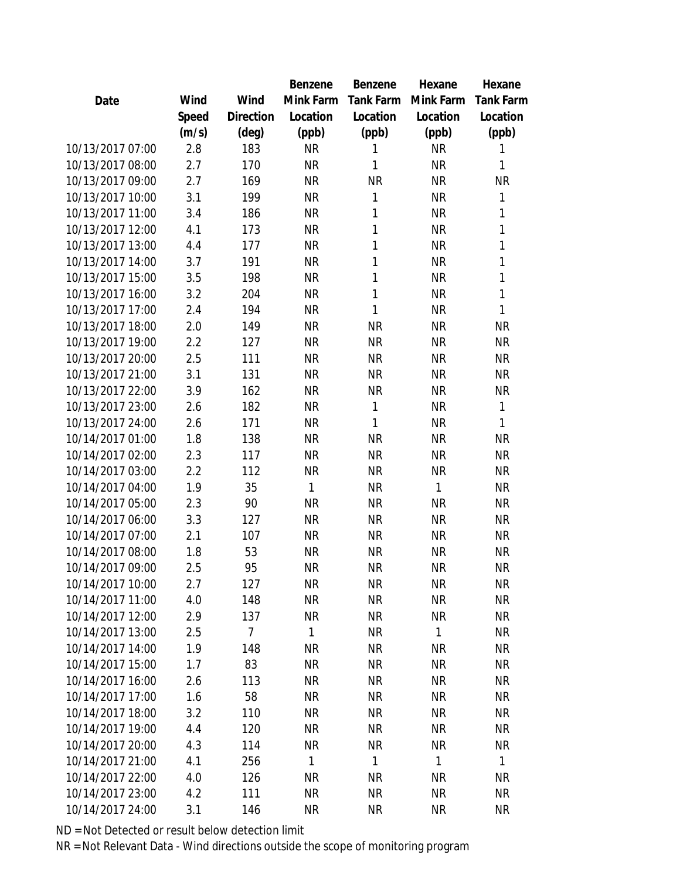| Date | Wind Speed (m/s) | Wind Direction (deg) | Benzene Mink Farm Location (ppb) | Benzene Tank Farm Location (ppb) | Hexane Mink Farm Location (ppb) | Hexane Tank Farm Location (ppb) |
|---|---|---|---|---|---|---|
| 10/13/2017 07:00 | 2.8 | 183 | NR | 1 | NR | 1 |
| 10/13/2017 08:00 | 2.7 | 170 | NR | 1 | NR | 1 |
| 10/13/2017 09:00 | 2.7 | 169 | NR | NR | NR | NR |
| 10/13/2017 10:00 | 3.1 | 199 | NR | 1 | NR | 1 |
| 10/13/2017 11:00 | 3.4 | 186 | NR | 1 | NR | 1 |
| 10/13/2017 12:00 | 4.1 | 173 | NR | 1 | NR | 1 |
| 10/13/2017 13:00 | 4.4 | 177 | NR | 1 | NR | 1 |
| 10/13/2017 14:00 | 3.7 | 191 | NR | 1 | NR | 1 |
| 10/13/2017 15:00 | 3.5 | 198 | NR | 1 | NR | 1 |
| 10/13/2017 16:00 | 3.2 | 204 | NR | 1 | NR | 1 |
| 10/13/2017 17:00 | 2.4 | 194 | NR | 1 | NR | 1 |
| 10/13/2017 18:00 | 2.0 | 149 | NR | NR | NR | NR |
| 10/13/2017 19:00 | 2.2 | 127 | NR | NR | NR | NR |
| 10/13/2017 20:00 | 2.5 | 111 | NR | NR | NR | NR |
| 10/13/2017 21:00 | 3.1 | 131 | NR | NR | NR | NR |
| 10/13/2017 22:00 | 3.9 | 162 | NR | NR | NR | NR |
| 10/13/2017 23:00 | 2.6 | 182 | NR | 1 | NR | 1 |
| 10/13/2017 24:00 | 2.6 | 171 | NR | 1 | NR | 1 |
| 10/14/2017 01:00 | 1.8 | 138 | NR | NR | NR | NR |
| 10/14/2017 02:00 | 2.3 | 117 | NR | NR | NR | NR |
| 10/14/2017 03:00 | 2.2 | 112 | NR | NR | NR | NR |
| 10/14/2017 04:00 | 1.9 | 35 | 1 | NR | 1 | NR |
| 10/14/2017 05:00 | 2.3 | 90 | NR | NR | NR | NR |
| 10/14/2017 06:00 | 3.3 | 127 | NR | NR | NR | NR |
| 10/14/2017 07:00 | 2.1 | 107 | NR | NR | NR | NR |
| 10/14/2017 08:00 | 1.8 | 53 | NR | NR | NR | NR |
| 10/14/2017 09:00 | 2.5 | 95 | NR | NR | NR | NR |
| 10/14/2017 10:00 | 2.7 | 127 | NR | NR | NR | NR |
| 10/14/2017 11:00 | 4.0 | 148 | NR | NR | NR | NR |
| 10/14/2017 12:00 | 2.9 | 137 | NR | NR | NR | NR |
| 10/14/2017 13:00 | 2.5 | 7 | 1 | NR | 1 | NR |
| 10/14/2017 14:00 | 1.9 | 148 | NR | NR | NR | NR |
| 10/14/2017 15:00 | 1.7 | 83 | NR | NR | NR | NR |
| 10/14/2017 16:00 | 2.6 | 113 | NR | NR | NR | NR |
| 10/14/2017 17:00 | 1.6 | 58 | NR | NR | NR | NR |
| 10/14/2017 18:00 | 3.2 | 110 | NR | NR | NR | NR |
| 10/14/2017 19:00 | 4.4 | 120 | NR | NR | NR | NR |
| 10/14/2017 20:00 | 4.3 | 114 | NR | NR | NR | NR |
| 10/14/2017 21:00 | 4.1 | 256 | 1 | 1 | 1 | 1 |
| 10/14/2017 22:00 | 4.0 | 126 | NR | NR | NR | NR |
| 10/14/2017 23:00 | 4.2 | 111 | NR | NR | NR | NR |
| 10/14/2017 24:00 | 3.1 | 146 | NR | NR | NR | NR |

ND = Not Detected or result below detection limit

NR = Not Relevant Data - Wind directions outside the scope of monitoring program